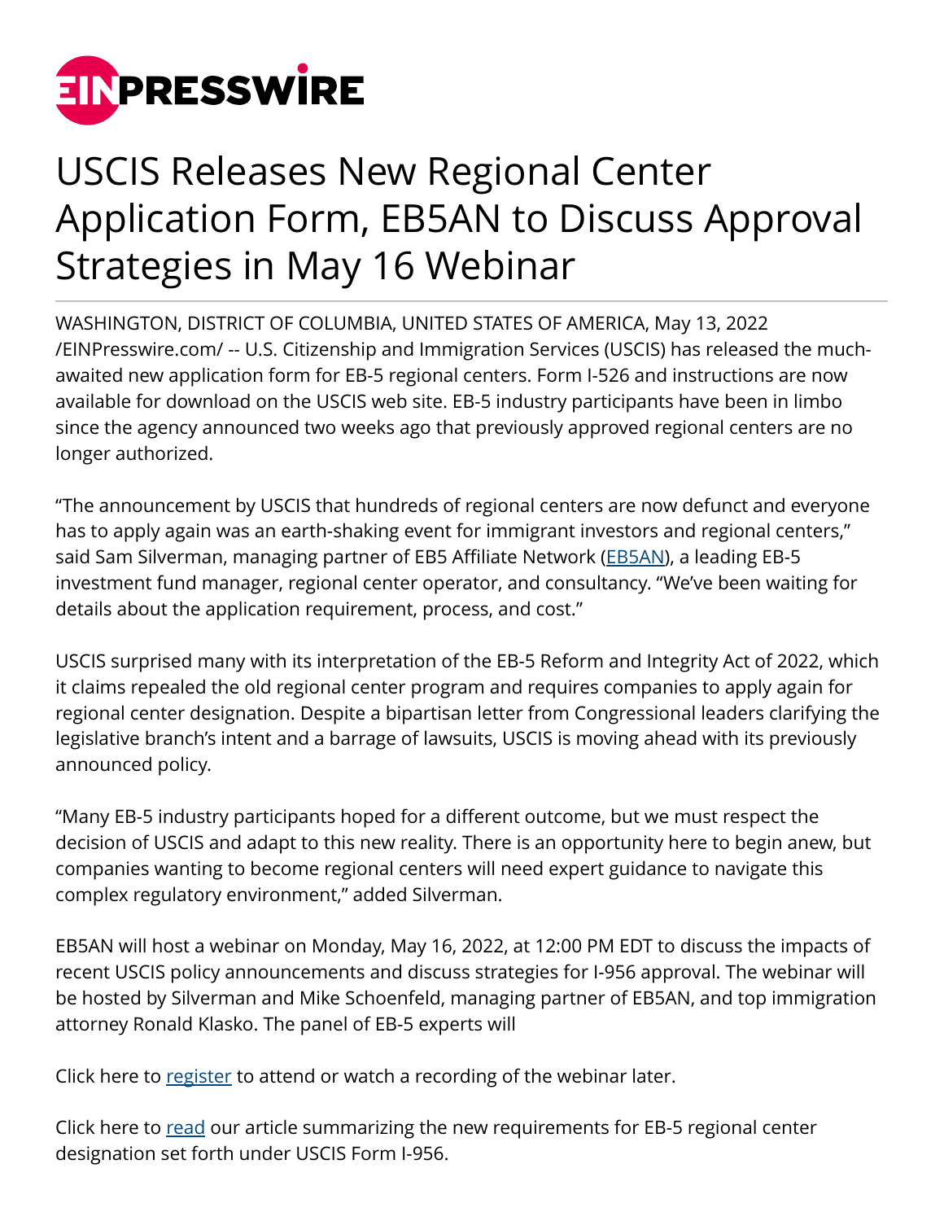# USCIS Releases New Regional Center Application Form, EB5AN to Discuss Approval Strategies in May 16 Webinar

WASHINGTON, DISTRICT OF COLUMBIA, UNITED STATES OF AMERICA, May 13, 2022 /EINPresswire.com/ -- U.S. Citizenship and Immigration Services (USCIS) has released the much-awaited new application form for EB-5 regional centers. Form I-526 and instructions are now available for download on the USCIS web site. EB-5 industry participants have been in limbo since the agency announced two weeks ago that previously approved regional centers are no longer authorized.

"The announcement by USCIS that hundreds of regional centers are now defunct and everyone has to apply again was an earth-shaking event for immigrant investors and regional centers," said Sam Silverman, managing partner of EB5 Affiliate Network (EB5AN), a leading EB-5 investment fund manager, regional center operator, and consultancy. "We've been waiting for details about the application requirement, process, and cost."

USCIS surprised many with its interpretation of the EB-5 Reform and Integrity Act of 2022, which it claims repealed the old regional center program and requires companies to apply again for regional center designation. Despite a bipartisan letter from Congressional leaders clarifying the legislative branch's intent and a barrage of lawsuits, USCIS is moving ahead with its previously announced policy.

"Many EB-5 industry participants hoped for a different outcome, but we must respect the decision of USCIS and adapt to this new reality. There is an opportunity here to begin anew, but companies wanting to become regional centers will need expert guidance to navigate this complex regulatory environment," added Silverman.

EB5AN will host a webinar on Monday, May 16, 2022, at 12:00 PM EDT to discuss the impacts of recent USCIS policy announcements and discuss strategies for I-956 approval. The webinar will be hosted by Silverman and Mike Schoenfeld, managing partner of EB5AN, and top immigration attorney Ronald Klasko. The panel of EB-5 experts will

Click here to register to attend or watch a recording of the webinar later.

Click here to read our article summarizing the new requirements for EB-5 regional center designation set forth under USCIS Form I-956.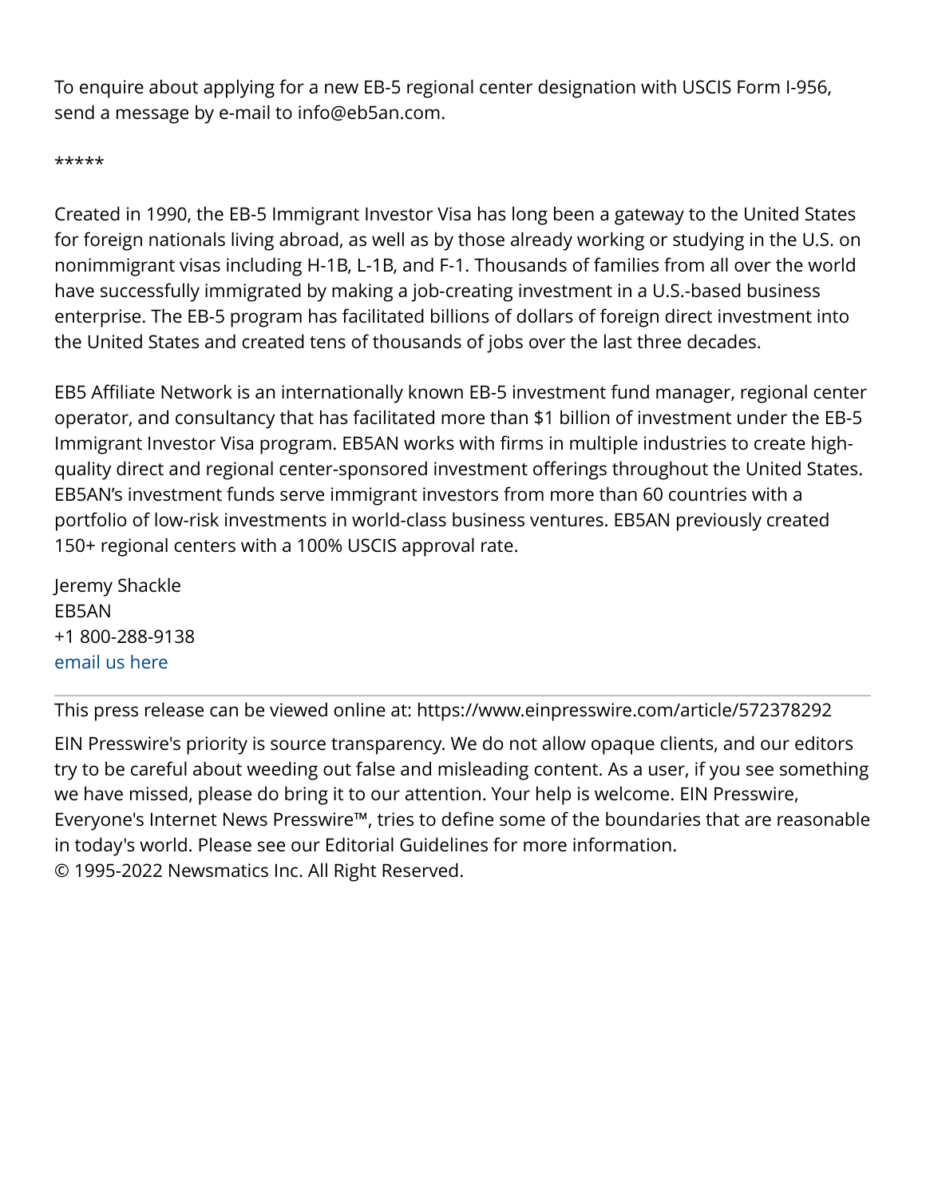To enquire about applying for a new EB-5 regional center designation with USCIS Form I-956, send a message by e-mail to info@eb5an.com.

*****

Created in 1990, the EB-5 Immigrant Investor Visa has long been a gateway to the United States for foreign nationals living abroad, as well as by those already working or studying in the U.S. on nonimmigrant visas including H-1B, L-1B, and F-1. Thousands of families from all over the world have successfully immigrated by making a job-creating investment in a U.S.-based business enterprise. The EB-5 program has facilitated billions of dollars of foreign direct investment into the United States and created tens of thousands of jobs over the last three decades.

EB5 Affiliate Network is an internationally known EB-5 investment fund manager, regional center operator, and consultancy that has facilitated more than $1 billion of investment under the EB-5 Immigrant Investor Visa program. EB5AN works with firms in multiple industries to create high-quality direct and regional center-sponsored investment offerings throughout the United States. EB5AN's investment funds serve immigrant investors from more than 60 countries with a portfolio of low-risk investments in world-class business ventures. EB5AN previously created 150+ regional centers with a 100% USCIS approval rate.

Jeremy Shackle
EB5AN
+1 800-288-9138
email us here

---

This press release can be viewed online at: https://www.einpresswire.com/article/572378292

EIN Presswire's priority is source transparency. We do not allow opaque clients, and our editors try to be careful about weeding out false and misleading content. As a user, if you see something we have missed, please do bring it to our attention. Your help is welcome. EIN Presswire, Everyone's Internet News Presswire™, tries to define some of the boundaries that are reasonable in today's world. Please see our Editorial Guidelines for more information.
© 1995-2022 Newsmatics Inc. All Right Reserved.